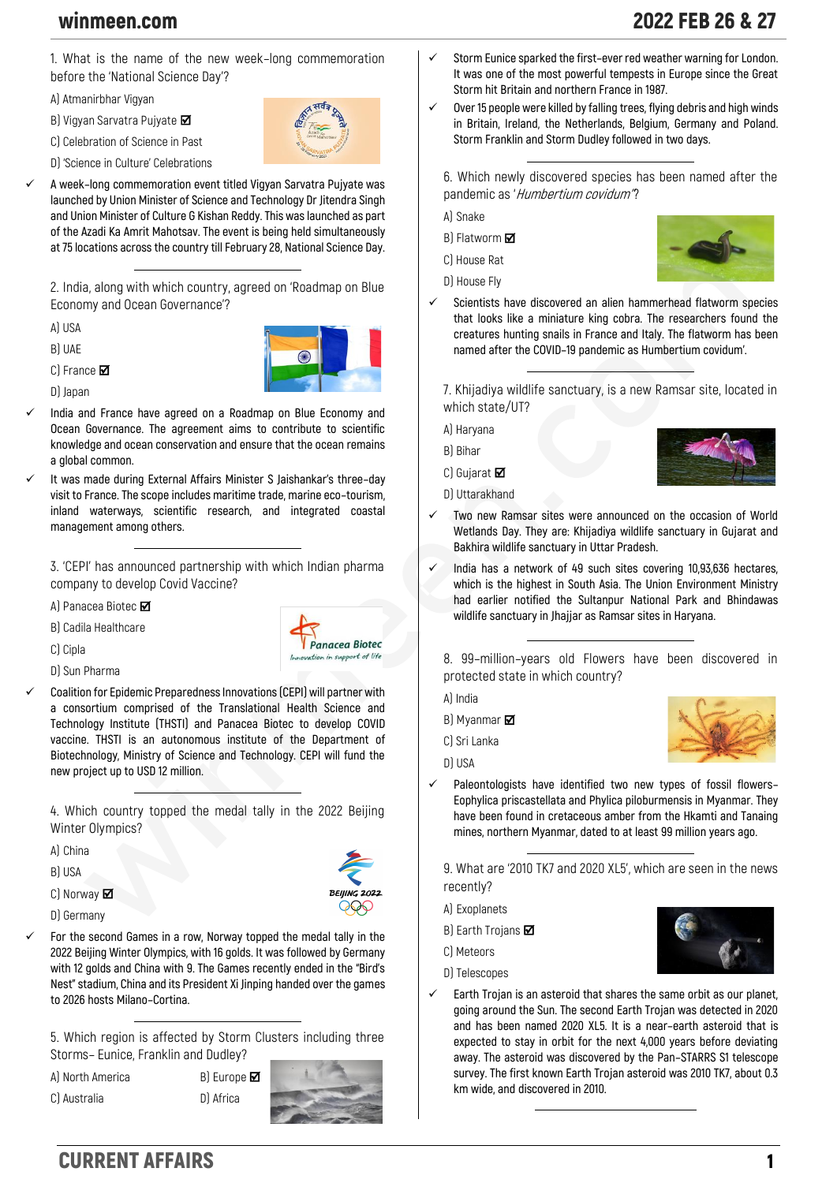1. What is the name of the new week-long commemoration before the 'National Science Day'?

A) Atmanirbhar Vigyan

B) Vigyan Sarvatra Pujyate ☑

C) Celebration of Science in Past

D) 'Science in Culture' Celebrations

✓ A week-long commemoration event titled Vigyan Sarvatra Pujyate was launched by Union Minister of Science and Technology Dr Jitendra Singh and Union Minister of Culture G Kishan Reddy. This was launched as part of the Azadi Ka Amrit Mahotsav. The event is being held simultaneously at 75 locations across the country till February 28, National Science Day.

2. India, along with which country, agreed on 'Roadmap on Blue Economy and Ocean Governance'?

A) USA

B) UAE

C) France ☑

D) Japan

✓ India and France have agreed on a Roadmap on Blue Economy and Ocean Governance. The agreement aims to contribute to scientific knowledge and ocean conservation and ensure that the ocean remains a global common.

✓ It was made during External Affairs Minister S Jaishankar's three-day visit to France. The scope includes maritime trade, marine eco-tourism, inland waterways, scientific research, and integrated coastal management among others.

3. 'CEPI' has announced partnership with which Indian pharma company to develop Covid Vaccine?

A) Panacea Biotec ☑

B) Cadila Healthcare

C) Cipla

D) Sun Pharma

✓ Coalition for Epidemic Preparedness Innovations (CEPI) will partner with a consortium comprised of the Translational Health Science and Technology Institute (THSTI) and Panacea Biotec to develop COVID vaccine. THSTI is an autonomous institute of the Department of Biotechnology, Ministry of Science and Technology. CEPI will fund the new project up to USD 12 million.

4. Which country topped the medal tally in the 2022 Beijing Winter Olympics?

A) China

B) USA

C) Norway ☑

D) Germany

✓ For the second Games in a row, Norway topped the medal tally in the 2022 Beijing Winter Olympics, with 16 golds. It was followed by Germany with 12 golds and China with 9. The Games recently ended in the "Bird's Nest" stadium, China and its President Xi Jinping handed over the games to 2026 hosts Milano-Cortina.

5. Which region is affected by Storm Clusters including three Storms- Eunice, Franklin and Dudley?

A) North America

B) Europe ☑

C) Australia

D) Africa

✓ Storm Eunice sparked the first-ever red weather warning for London. It was one of the most powerful tempests in Europe since the Great Storm hit Britain and northern France in 1987.

✓ Over 15 people were killed by falling trees, flying debris and high winds in Britain, Ireland, the Netherlands, Belgium, Germany and Poland. Storm Franklin and Storm Dudley followed in two days.

6. Which newly discovered species has been named after the pandemic as '*Humbertium covidum*'?

A) Snake

B) Flatworm ☑

C) House Rat

D) House Fly

✓ Scientists have discovered an alien hammerhead flatworm species that looks like a miniature king cobra. The researchers found the creatures hunting snails in France and Italy. The flatworm has been named after the COVID-19 pandemic as Humbertium covidum'.

7. Khijadiya wildlife sanctuary, is a new Ramsar site, located in which state/UT?

A) Haryana

B) Bihar

C) Gujarat ☑

D) Uttarakhand

✓ Two new Ramsar sites were announced on the occasion of World Wetlands Day. They are: Khijadiya wildlife sanctuary in Gujarat and Bakhira wildlife sanctuary in Uttar Pradesh.

✓ India has a network of 49 such sites covering 10,93,636 hectares, which is the highest in South Asia. The Union Environment Ministry had earlier notified the Sultanpur National Park and Bhindawas wildlife sanctuary in Jhajjar as Ramsar sites in Haryana.

8. 99-million-years old Flowers have been discovered in protected state in which country?

A) India

B) Myanmar ☑

C) Sri Lanka

D) USA

✓ Paleontologists have identified two new types of fossil flowers-Eophylica priscastellata and Phylica piloburmensis in Myanmar. They have been found in cretaceous amber from the Hkamti and Tanaing mines, northern Myanmar, dated to at least 99 million years ago.

9. What are '2010 TK7 and 2020 XL5', which are seen in the news recently?

A) Exoplanets

B) Earth Trojans ☑

C) Meteors

D) Telescopes

✓ Earth Trojan is an asteroid that shares the same orbit as our planet, going around the Sun. The second Earth Trojan was detected in 2020 and has been named 2020 XL5. It is a near-earth asteroid that is expected to stay in orbit for the next 4,000 years before deviating away. The asteroid was discovered by the Pan-STARRS S1 telescope survey. The first known Earth Trojan asteroid was 2010 TK7, about 0.3 km wide, and discovered in 2010.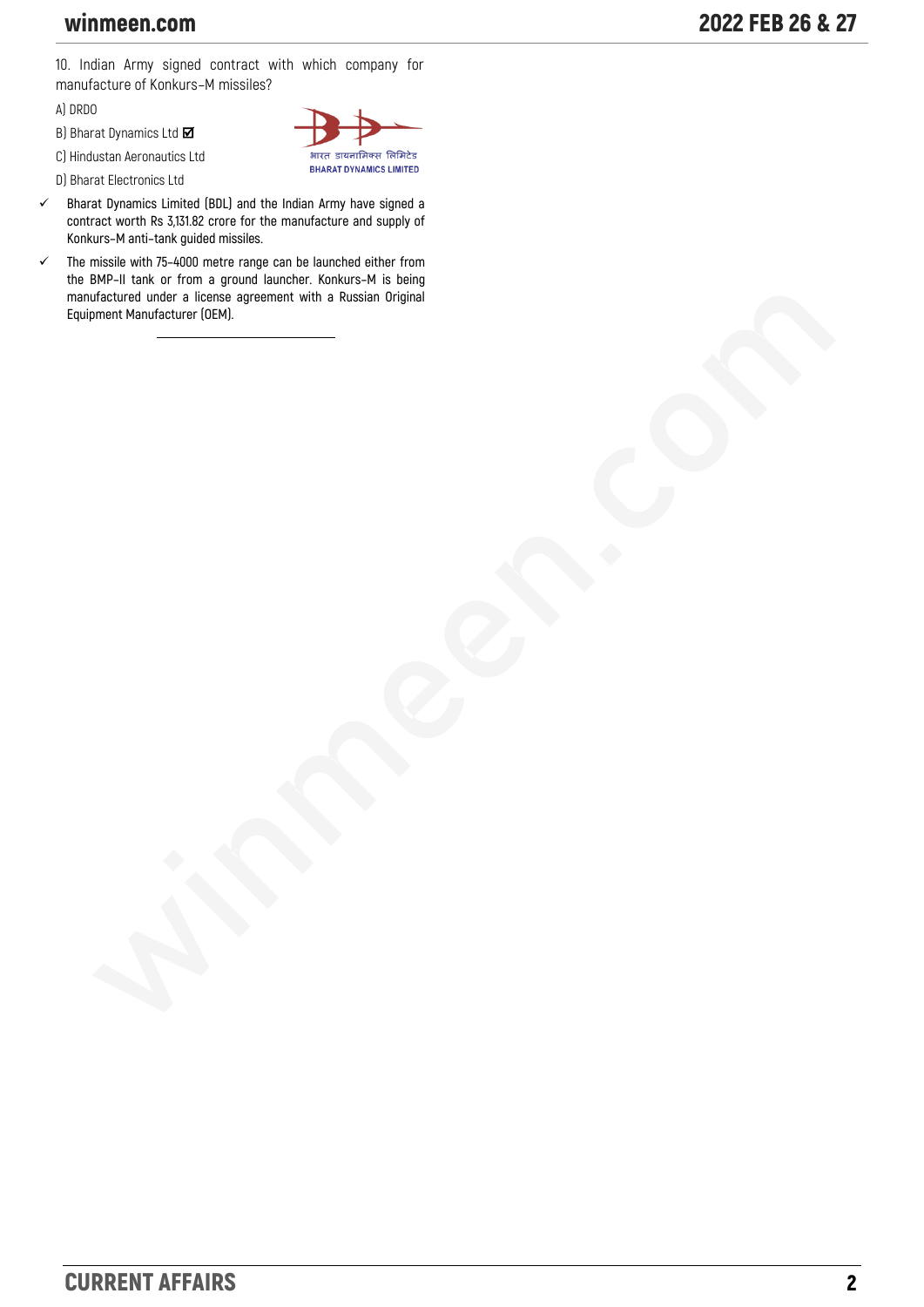10. Indian Army signed contract with which company for manufacture of Konkurs-M missiles?

A) DRDO

B) Bharat Dynamics Ltd ☑

C) Hindustan Aeronautics Ltd

D) Bharat Electronics Ltd

- ✓ Bharat Dynamics Limited (BDL) and the Indian Army have signed a contract worth Rs 3,131.82 crore for the manufacture and supply of Konkurs-M anti-tank guided missiles.
- ✓ The missile with 75-4000 metre range can be launched either from the BMP-II tank or from a ground launcher. Konkurs-M is being manufactured under a license agreement with a Russian Original Equipment Manufacturer (OEM).